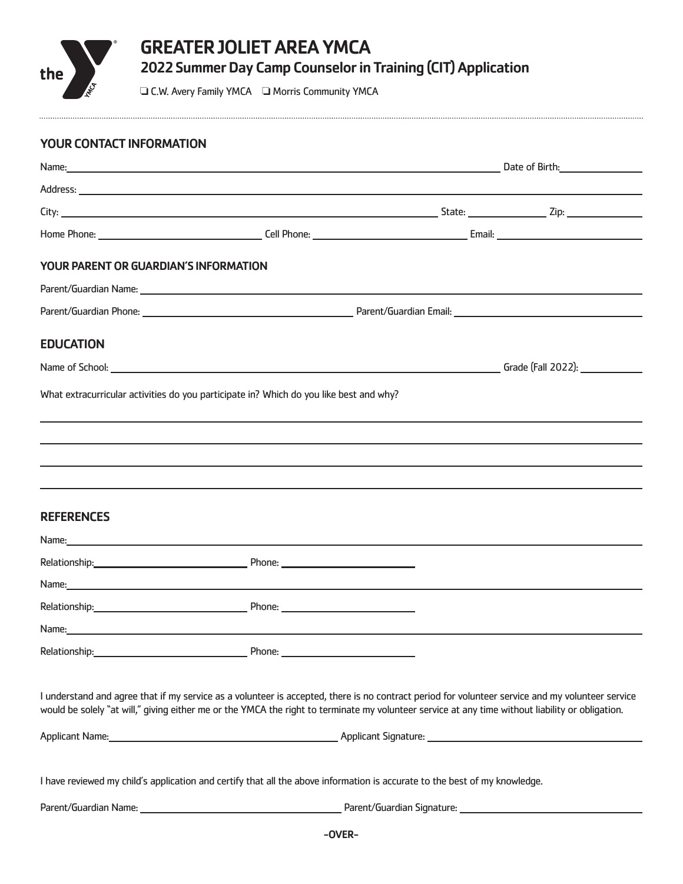# GREATER JOLIET AREA YMCA

## 2022 Summer Day Camp Counselor in Training (CIT) Application

❑ C.W. Avery Family YMCA ❑ Morris Community YMCA

---

### YOUR CONTACT INFORMATION

Name: ______________________________ Date of Birth: ______________

Address: ______________________________

City: ______________________________ State: ______________ Zip: ______________

Home Phone: ______________ Cell Phone: ______________ Email: ______________

### YOUR PARENT OR GUARDIAN'S INFORMATION

Parent/Guardian Name: ______________________________

Parent/Guardian Phone: ______________ Parent/Guardian Email: ______________

### EDUCATION

Name of School: ______________________________ Grade (Fall 2022): ______________

What extracurricular activities do you participate in? Which do you like best and why?

______________________________

______________________________

______________________________

______________________________

### REFERENCES

Name: ______________________________

Relationship: ______________ Phone: ______________

Name: ______________________________

Relationship: ______________ Phone: ______________

Name: ______________________________

Relationship: ______________ Phone: ______________

I understand and agree that if my service as a volunteer is accepted, there is no contract period for volunteer service and my volunteer service would be solely "at will," giving either me or the YMCA the right to terminate my volunteer service at any time without liability or obligation.

Applicant Name: ______________ Applicant Signature: ______________

I have reviewed my child's application and certify that all the above information is accurate to the best of my knowledge.

Parent/Guardian Name: ______________ Parent/Guardian Signature: ______________

-OVER-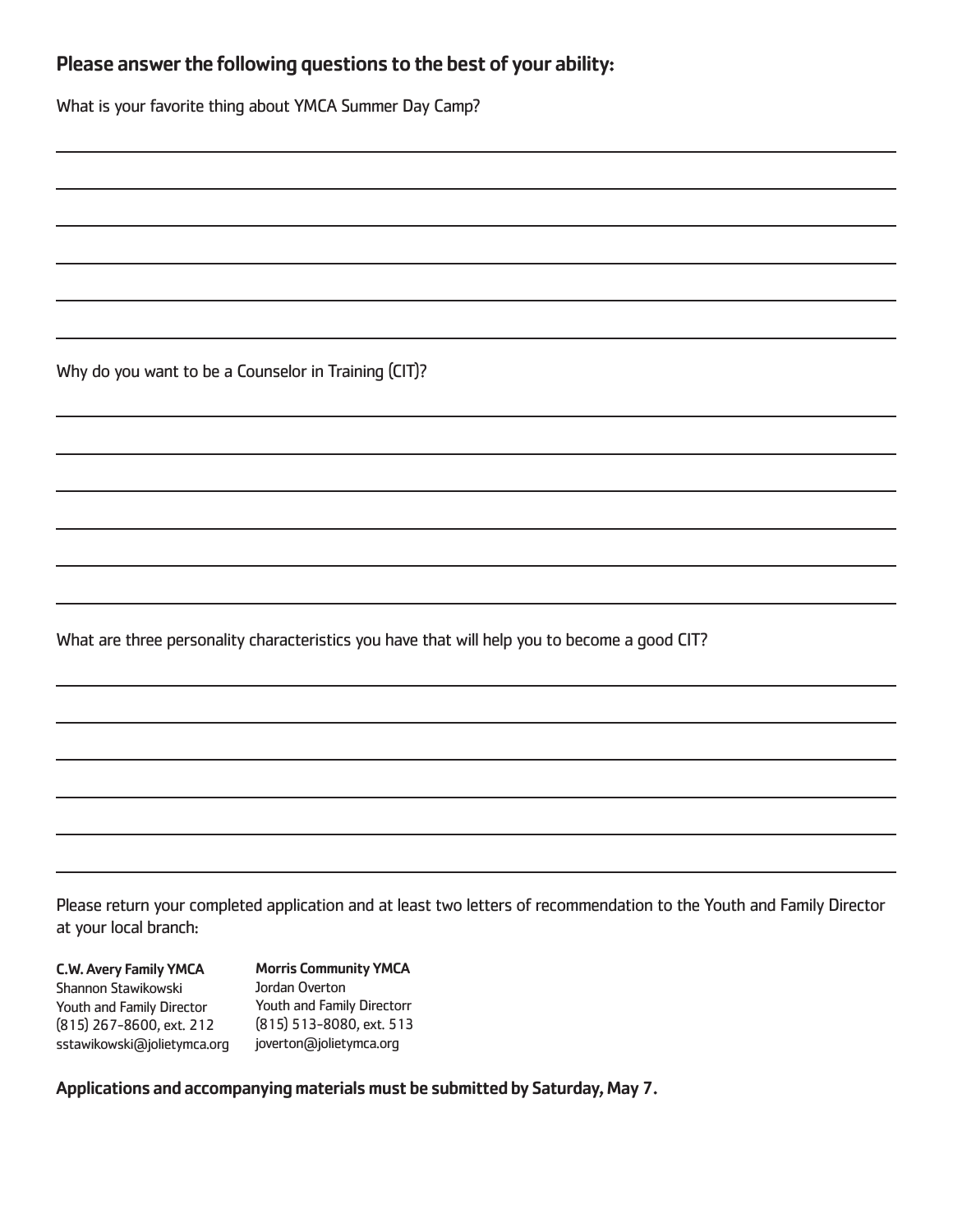**Please answer the following questions to the best of your ability:**

What is your favorite thing about YMCA Summer Day Camp?

Why do you want to be a Counselor in Training (CIT)?

What are three personality characteristics you have that will help you to become a good CIT?

Please return your completed application and at least two letters of recommendation to the Youth and Family Director at your local branch:

**C.W. Avery Family YMCA**
Shannon Stawikowski
Youth and Family Director
(815) 267-8600, ext. 212
sstawikowski@jolietymca.org

**Morris Community YMCA**
Jordan Overton
Youth and Family Directorr
(815) 513-8080, ext. 513
joverton@jolietymca.org

**Applications and accompanying materials must be submitted by Saturday, May 7.**